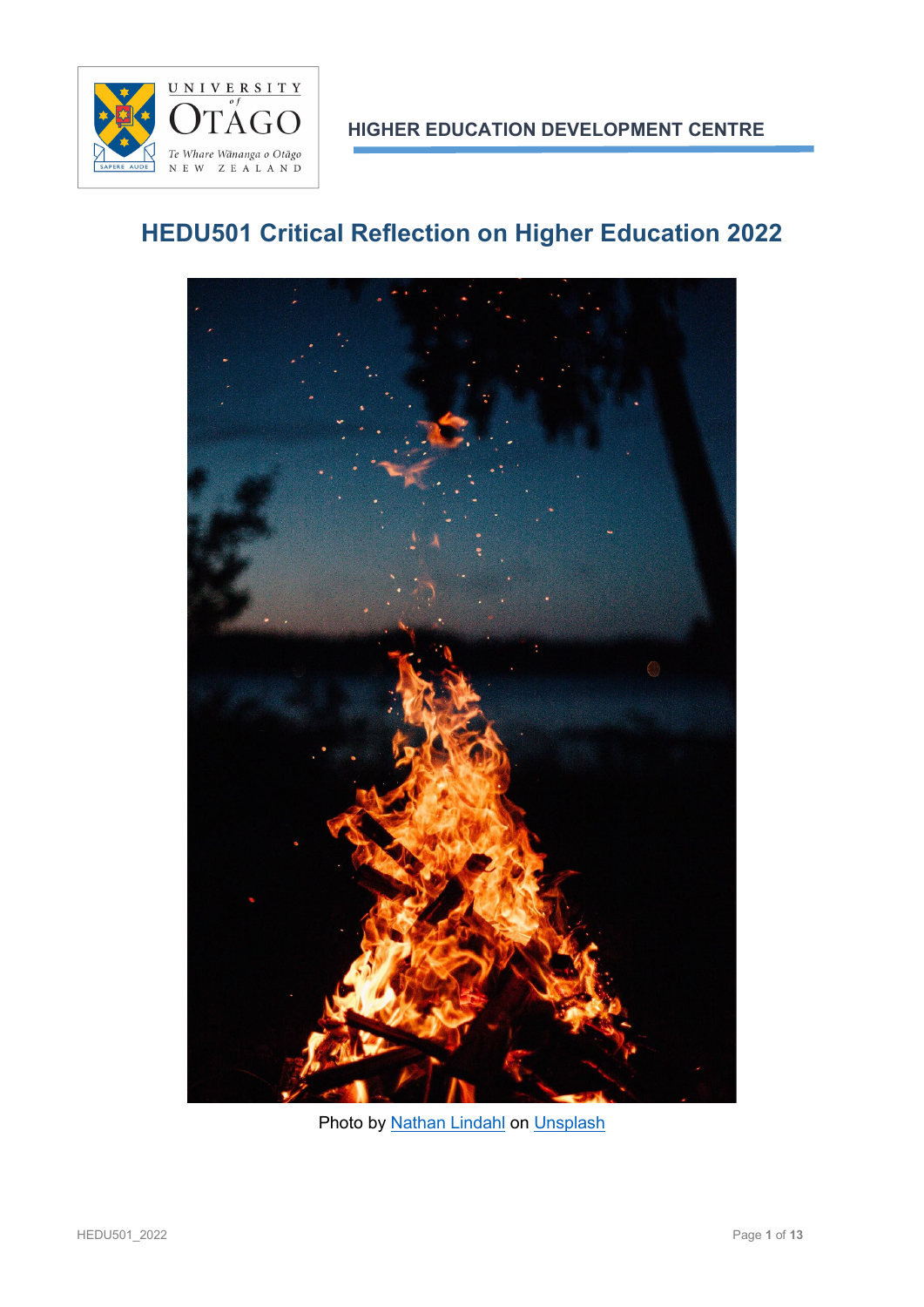HIGHER EDUCATION DEVELOPMENT CENTRE

# HEDU501 Critical Reflection on Higher Education 2022

Photo by Nathan Lindahl on Unsplash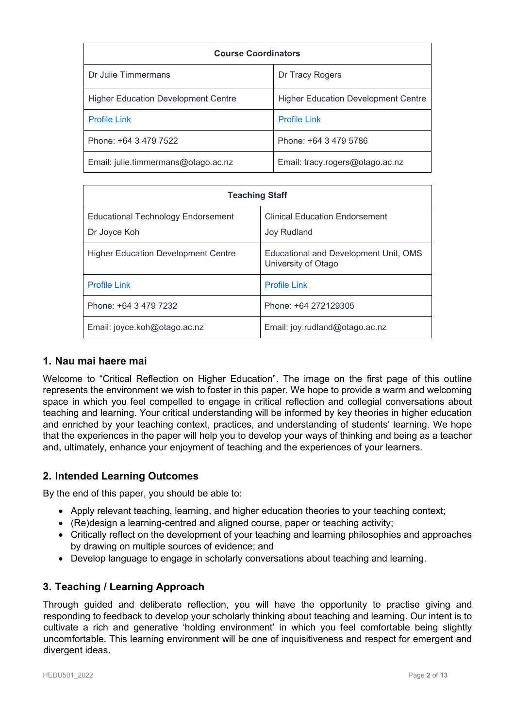| Course Coordinators | |
|---|---|
| Dr Julie Timmermans | Dr Tracy Rogers |
| Higher Education Development Centre | Higher Education Development Centre |
| Profile Link | Profile Link |
| Phone: +64 3 479 7522 | Phone: +64 3 479 5786 |
| Email: julie.timmermans@otago.ac.nz | Email: tracy.rogers@otago.ac.nz |

| Teaching Staff | |
|---|---|
| Educational Technology Endorsement<br>Dr Joyce Koh | Clinical Education Endorsement<br>Joy Rudland |
| Higher Education Development Centre | Educational and Development Unit, OMS University of Otago |
| Profile Link | Profile Link |
| Phone: +64 3 479 7232 | Phone: +64 272129305 |
| Email: joyce.koh@otago.ac.nz | Email: joy.rudland@otago.ac.nz |

## 1. Nau mai haere mai

Welcome to "Critical Reflection on Higher Education". The image on the first page of this outline represents the environment we wish to foster in this paper. We hope to provide a warm and welcoming space in which you feel compelled to engage in critical reflection and collegial conversations about teaching and learning. Your critical understanding will be informed by key theories in higher education and enriched by your teaching context, practices, and understanding of students' learning. We hope that the experiences in the paper will help you to develop your ways of thinking and being as a teacher and, ultimately, enhance your enjoyment of teaching and the experiences of your learners.

## 2. Intended Learning Outcomes

By the end of this paper, you should be able to:

- Apply relevant teaching, learning, and higher education theories to your teaching context;
- (Re)design a learning-centred and aligned course, paper or teaching activity;
- Critically reflect on the development of your teaching and learning philosophies and approaches by drawing on multiple sources of evidence; and
- Develop language to engage in scholarly conversations about teaching and learning.

## 3. Teaching / Learning Approach

Through guided and deliberate reflection, you will have the opportunity to practise giving and responding to feedback to develop your scholarly thinking about teaching and learning. Our intent is to cultivate a rich and generative 'holding environment' in which you feel comfortable being slightly uncomfortable. This learning environment will be one of inquisitiveness and respect for emergent and divergent ideas.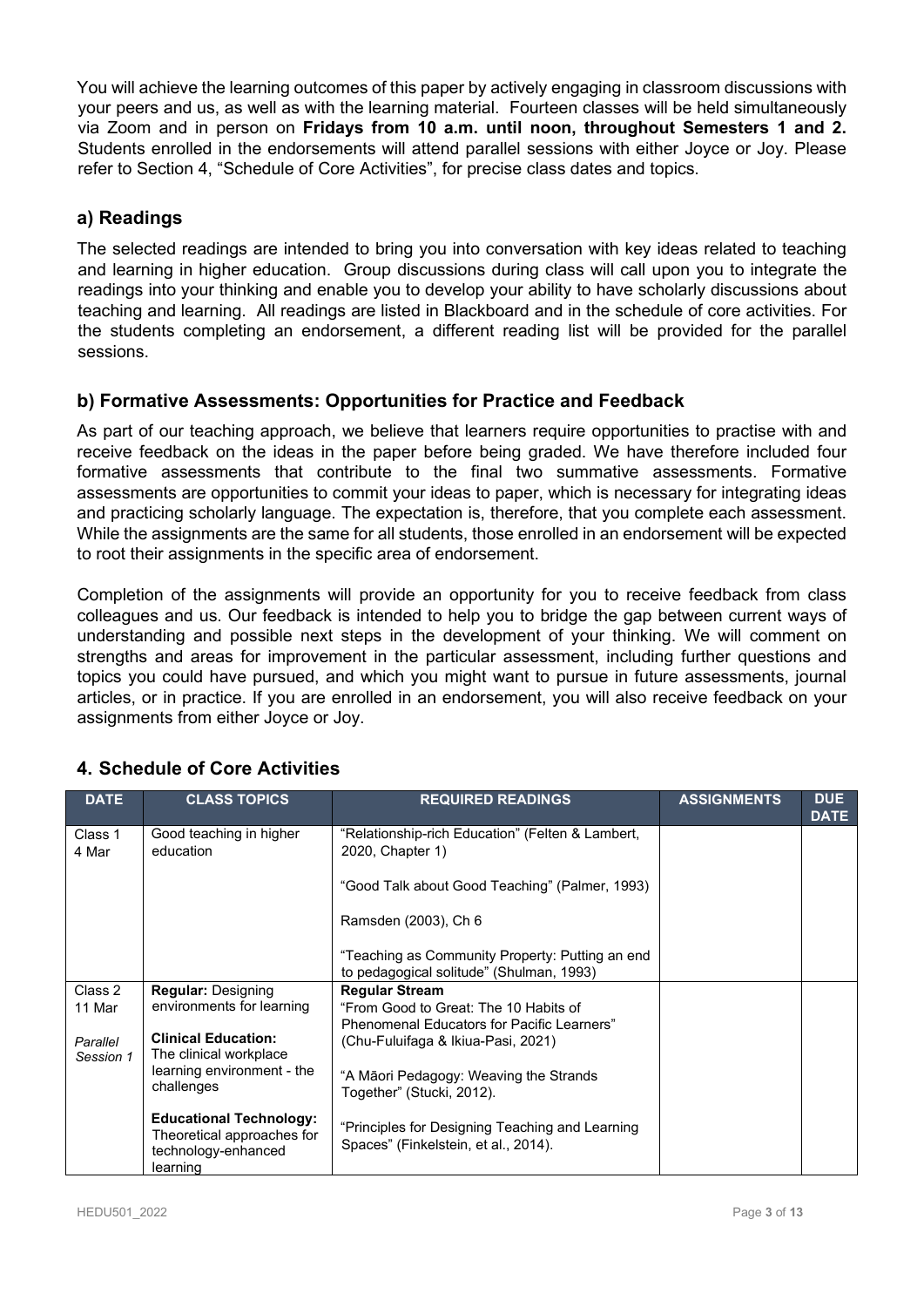You will achieve the learning outcomes of this paper by actively engaging in classroom discussions with your peers and us, as well as with the learning material. Fourteen classes will be held simultaneously via Zoom and in person on **Fridays from 10 a.m. until noon, throughout Semesters 1 and 2.** Students enrolled in the endorsements will attend parallel sessions with either Joyce or Joy. Please refer to Section 4, "Schedule of Core Activities", for precise class dates and topics.

### a) Readings

The selected readings are intended to bring you into conversation with key ideas related to teaching and learning in higher education. Group discussions during class will call upon you to integrate the readings into your thinking and enable you to develop your ability to have scholarly discussions about teaching and learning. All readings are listed in Blackboard and in the schedule of core activities. For the students completing an endorsement, a different reading list will be provided for the parallel sessions.

### b) Formative Assessments: Opportunities for Practice and Feedback

As part of our teaching approach, we believe that learners require opportunities to practise with and receive feedback on the ideas in the paper before being graded. We have therefore included four formative assessments that contribute to the final two summative assessments. Formative assessments are opportunities to commit your ideas to paper, which is necessary for integrating ideas and practicing scholarly language. The expectation is, therefore, that you complete each assessment. While the assignments are the same for all students, those enrolled in an endorsement will be expected to root their assignments in the specific area of endorsement.

Completion of the assignments will provide an opportunity for you to receive feedback from class colleagues and us. Our feedback is intended to help you to bridge the gap between current ways of understanding and possible next steps in the development of your thinking. We will comment on strengths and areas for improvement in the particular assessment, including further questions and topics you could have pursued, and which you might want to pursue in future assessments, journal articles, or in practice. If you are enrolled in an endorsement, you will also receive feedback on your assignments from either Joyce or Joy.

## 4. Schedule of Core Activities

| DATE | CLASS TOPICS | REQUIRED READINGS | ASSIGNMENTS | DUE DATE |
|---|---|---|---|---|
| Class 1<br>4 Mar | Good teaching in higher education | "Relationship-rich Education" (Felten & Lambert, 2020, Chapter 1)<br><br>"Good Talk about Good Teaching" (Palmer, 1993)<br><br>Ramsden (2003), Ch 6<br><br>"Teaching as Community Property: Putting an end to pedagogical solitude" (Shulman, 1993) | | |
| Class 2<br>11 Mar<br><br>*Parallel Session 1* | **Regular:** Designing environments for learning<br><br>**Clinical Education:** The clinical workplace learning environment - the challenges<br><br>**Educational Technology:** Theoretical approaches for technology-enhanced learning | **Regular Stream**<br>"From Good to Great: The 10 Habits of Phenomenal Educators for Pacific Learners" (Chu-Fuluifaga & Ikiua-Pasi, 2021)<br><br>"A Māori Pedagogy: Weaving the Strands Together" (Stucki, 2012).<br><br>"Principles for Designing Teaching and Learning Spaces" (Finkelstein, et al., 2014). | | |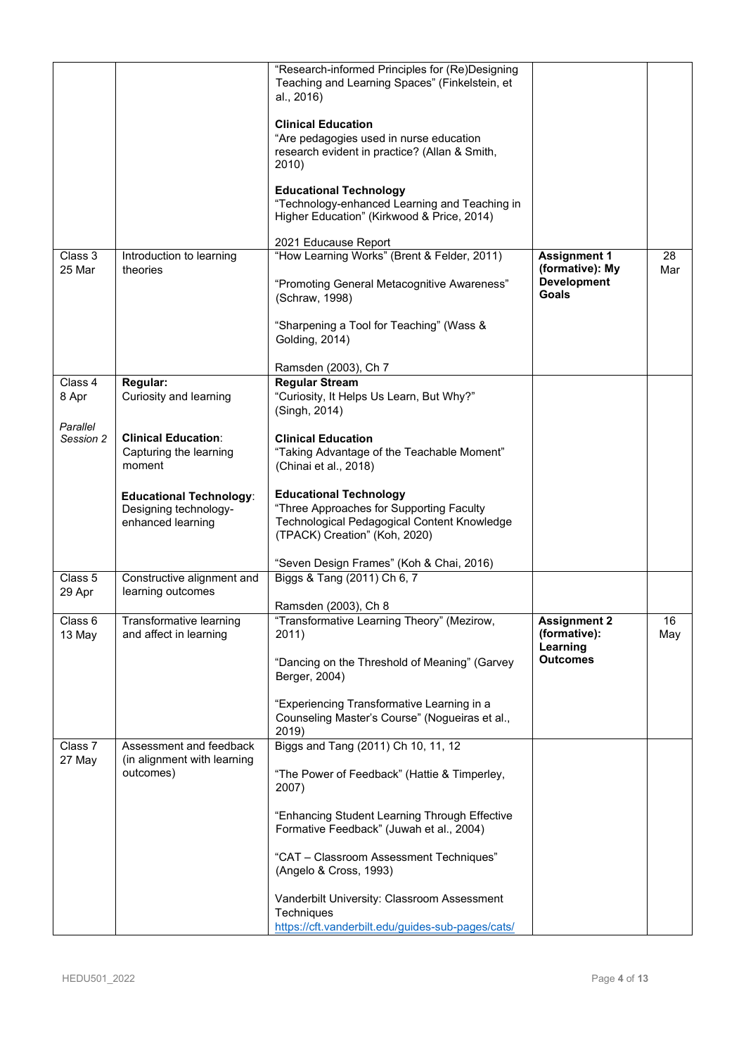| | | | | |
|---|---|---|---|---|
| | | "Research-informed Principles for (Re)Designing Teaching and Learning Spaces" (Finkelstein, et al., 2016)<br><br>**Clinical Education**<br>"Are pedagogies used in nurse education research evident in practice? (Allan & Smith, 2010)<br><br>**Educational Technology**<br>"Technology-enhanced Learning and Teaching in Higher Education" (Kirkwood & Price, 2014)<br><br>2021 Educause Report | | |
| Class 3<br>25 Mar | Introduction to learning theories | "How Learning Works" (Brent & Felder, 2011)<br><br>"Promoting General Metacognitive Awareness" (Schraw, 1998)<br><br>"Sharpening a Tool for Teaching" (Wass & Golding, 2014)<br><br>Ramsden (2003), Ch 7 | **Assignment 1 (formative): My Development Goals** | 28 Mar |
| Class 4<br>8 Apr<br><br>*Parallel Session 2* | **Regular:**<br>Curiosity and learning<br><br>**Clinical Education**:<br>Capturing the learning moment<br><br>**Educational Technology**:<br>Designing technology-enhanced learning | **Regular Stream**<br>"Curiosity, It Helps Us Learn, But Why?" (Singh, 2014)<br><br>**Clinical Education**<br>"Taking Advantage of the Teachable Moment" (Chinai et al., 2018)<br><br>**Educational Technology**<br>"Three Approaches for Supporting Faculty Technological Pedagogical Content Knowledge (TPACK) Creation" (Koh, 2020)<br><br>"Seven Design Frames" (Koh & Chai, 2016) | | |
| Class 5<br>29 Apr | Constructive alignment and learning outcomes | Biggs & Tang (2011) Ch 6, 7<br><br>Ramsden (2003), Ch 8 | | |
| Class 6<br>13 May | Transformative learning and affect in learning | "Transformative Learning Theory" (Mezirow, 2011)<br><br>"Dancing on the Threshold of Meaning" (Garvey Berger, 2004)<br><br>"Experiencing Transformative Learning in a Counseling Master's Course" (Nogueiras et al., 2019) | **Assignment 2 (formative): Learning Outcomes** | 16 May |
| Class 7<br>27 May | Assessment and feedback (in alignment with learning outcomes) | Biggs and Tang (2011) Ch 10, 11, 12<br><br>"The Power of Feedback" (Hattie & Timperley, 2007)<br><br>"Enhancing Student Learning Through Effective Formative Feedback" (Juwah et al., 2004)<br><br>"CAT – Classroom Assessment Techniques" (Angelo & Cross, 1993)<br><br>Vanderbilt University: Classroom Assessment Techniques<br>https://cft.vanderbilt.edu/guides-sub-pages/cats/ | | |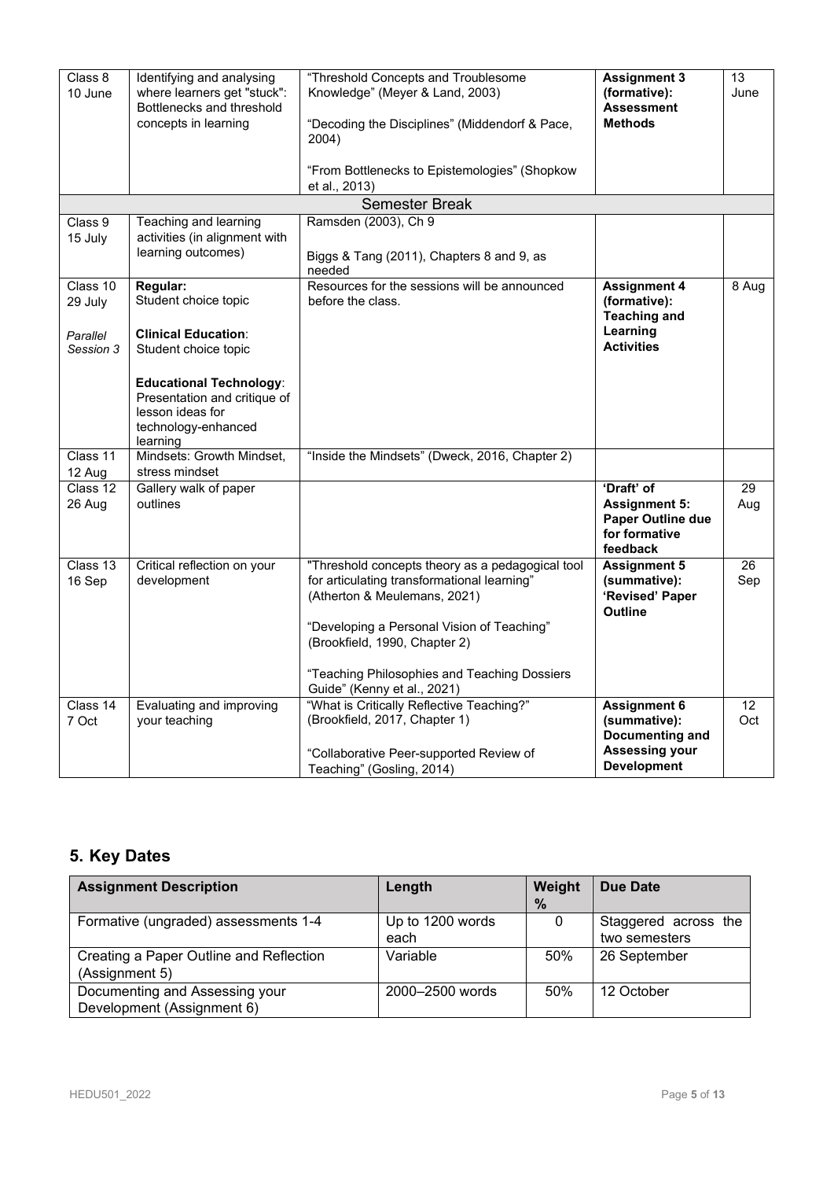| | | | | |
|---|---|---|---|---|
| Class 8<br>10 June | Identifying and analysing where learners get "stuck": Bottlenecks and threshold concepts in learning | "Threshold Concepts and Troublesome Knowledge" (Meyer & Land, 2003)<br><br>"Decoding the Disciplines" (Middendorf & Pace, 2004)<br><br>"From Bottlenecks to Epistemologies" (Shopkow et al., 2013) | **Assignment 3 (formative): Assessment Methods** | 13 June |
| | | Semester Break | | |
| Class 9<br>15 July | Teaching and learning activities (in alignment with learning outcomes) | Ramsden (2003), Ch 9<br><br>Biggs & Tang (2011), Chapters 8 and 9, as needed | | |
| Class 10<br>29 July<br><br>*Parallel Session 3* | **Regular:**<br>Student choice topic<br><br>**Clinical Education**:<br>Student choice topic<br><br>**Educational Technology**:<br>Presentation and critique of lesson ideas for technology-enhanced learning | Resources for the sessions will be announced before the class. | **Assignment 4 (formative): Teaching and Learning Activities** | 8 Aug |
| Class 11<br>12 Aug | Mindsets: Growth Mindset, stress mindset | "Inside the Mindsets" (Dweck, 2016, Chapter 2) | | |
| Class 12<br>26 Aug | Gallery walk of paper outlines | | **'Draft' of Assignment 5: Paper Outline due for formative feedback** | 29 Aug |
| Class 13<br>16 Sep | Critical reflection on your development | "Threshold concepts theory as a pedagogical tool for articulating transformational learning" (Atherton & Meulemans, 2021)<br><br>"Developing a Personal Vision of Teaching" (Brookfield, 1990, Chapter 2)<br><br>"Teaching Philosophies and Teaching Dossiers Guide" (Kenny et al., 2021) | **Assignment 5 (summative): 'Revised' Paper Outline** | 26 Sep |
| Class 14<br>7 Oct | Evaluating and improving your teaching | "What is Critically Reflective Teaching?" (Brookfield, 2017, Chapter 1)<br><br>"Collaborative Peer-supported Review of Teaching" (Gosling, 2014) | **Assignment 6 (summative): Documenting and Assessing your Development** | 12 Oct |

## 5. Key Dates

| Assignment Description | Length | Weight % | Due Date |
|---|---|---|---|
| Formative (ungraded) assessments 1-4 | Up to 1200 words each | 0 | Staggered across the two semesters |
| Creating a Paper Outline and Reflection (Assignment 5) | Variable | 50% | 26 September |
| Documenting and Assessing your Development (Assignment 6) | 2000–2500 words | 50% | 12 October |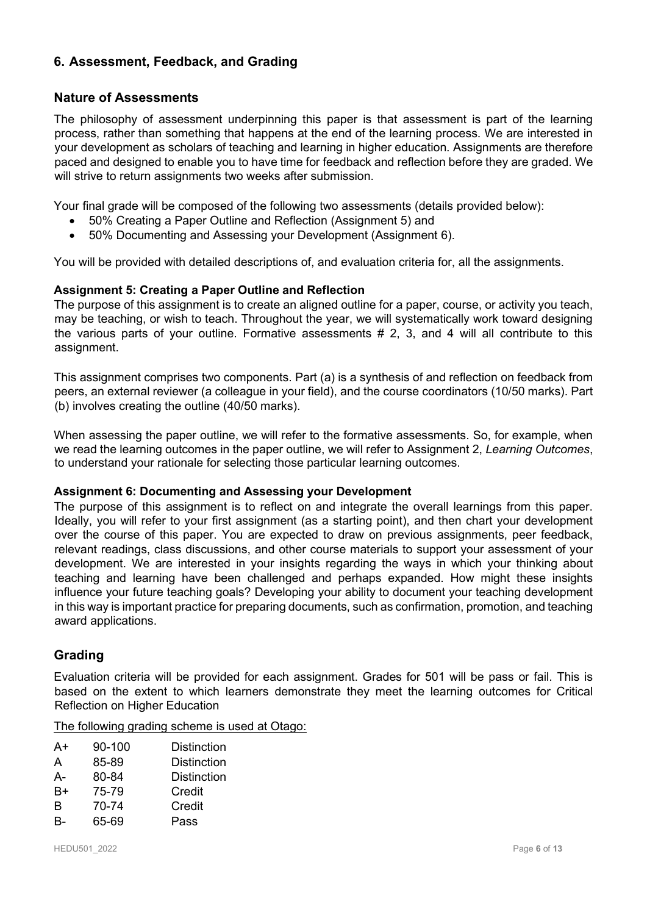## 6. Assessment, Feedback, and Grading

### Nature of Assessments

The philosophy of assessment underpinning this paper is that assessment is part of the learning process, rather than something that happens at the end of the learning process. We are interested in your development as scholars of teaching and learning in higher education. Assignments are therefore paced and designed to enable you to have time for feedback and reflection before they are graded. We will strive to return assignments two weeks after submission.

Your final grade will be composed of the following two assessments (details provided below):

- 50% Creating a Paper Outline and Reflection (Assignment 5) and
- 50% Documenting and Assessing your Development (Assignment 6).

You will be provided with detailed descriptions of, and evaluation criteria for, all the assignments.

#### Assignment 5: Creating a Paper Outline and Reflection

The purpose of this assignment is to create an aligned outline for a paper, course, or activity you teach, may be teaching, or wish to teach. Throughout the year, we will systematically work toward designing the various parts of your outline. Formative assessments # 2, 3, and 4 will all contribute to this assignment.

This assignment comprises two components. Part (a) is a synthesis of and reflection on feedback from peers, an external reviewer (a colleague in your field), and the course coordinators (10/50 marks). Part (b) involves creating the outline (40/50 marks).

When assessing the paper outline, we will refer to the formative assessments. So, for example, when we read the learning outcomes in the paper outline, we will refer to Assignment 2, *Learning Outcomes*, to understand your rationale for selecting those particular learning outcomes.

#### Assignment 6: Documenting and Assessing your Development

The purpose of this assignment is to reflect on and integrate the overall learnings from this paper. Ideally, you will refer to your first assignment (as a starting point), and then chart your development over the course of this paper. You are expected to draw on previous assignments, peer feedback, relevant readings, class discussions, and other course materials to support your assessment of your development. We are interested in your insights regarding the ways in which your thinking about teaching and learning have been challenged and perhaps expanded. How might these insights influence your future teaching goals? Developing your ability to document your teaching development in this way is important practice for preparing documents, such as confirmation, promotion, and teaching award applications.

### Grading

Evaluation criteria will be provided for each assignment. Grades for 501 will be pass or fail. This is based on the extent to which learners demonstrate they meet the learning outcomes for Critical Reflection on Higher Education

The following grading scheme is used at Otago:

| | | |
|---|---|---|
| A+ | 90-100 | Distinction |
| A | 85-89 | Distinction |
| A- | 80-84 | Distinction |
| B+ | 75-79 | Credit |
| B | 70-74 | Credit |
| B- | 65-69 | Pass |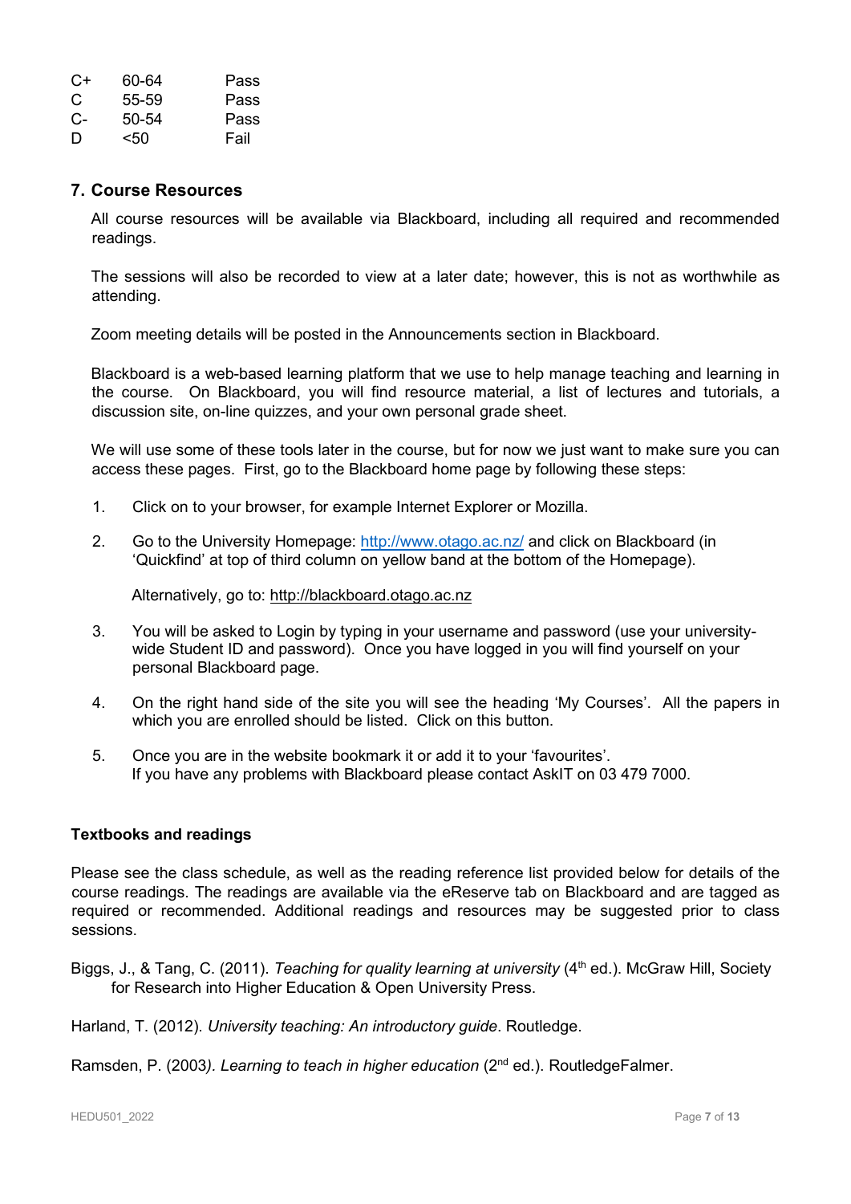| | | |
|---|---|---|
| C+ | 60-64 | Pass |
| C | 55-59 | Pass |
| C- | 50-54 | Pass |
| D | <50 | Fail |

## 7. Course Resources

All course resources will be available via Blackboard, including all required and recommended readings.

The sessions will also be recorded to view at a later date; however, this is not as worthwhile as attending.

Zoom meeting details will be posted in the Announcements section in Blackboard.

Blackboard is a web-based learning platform that we use to help manage teaching and learning in the course. On Blackboard, you will find resource material, a list of lectures and tutorials, a discussion site, on-line quizzes, and your own personal grade sheet.

We will use some of these tools later in the course, but for now we just want to make sure you can access these pages. First, go to the Blackboard home page by following these steps:

1. Click on to your browser, for example Internet Explorer or Mozilla.
2. Go to the University Homepage: http://www.otago.ac.nz/ and click on Blackboard (in 'Quickfind' at top of third column on yellow band at the bottom of the Homepage).

   Alternatively, go to: http://blackboard.otago.ac.nz
3. You will be asked to Login by typing in your username and password (use your university-wide Student ID and password). Once you have logged in you will find yourself on your personal Blackboard page.
4. On the right hand side of the site you will see the heading 'My Courses'. All the papers in which you are enrolled should be listed. Click on this button.
5. Once you are in the website bookmark it or add it to your 'favourites'.
   If you have any problems with Blackboard please contact AskIT on 03 479 7000.

### Textbooks and readings

Please see the class schedule, as well as the reading reference list provided below for details of the course readings. The readings are available via the eReserve tab on Blackboard and are tagged as required or recommended. Additional readings and resources may be suggested prior to class sessions.

Biggs, J., & Tang, C. (2011). *Teaching for quality learning at university* (4th ed.). McGraw Hill, Society for Research into Higher Education & Open University Press.

Harland, T. (2012). *University teaching: An introductory guide*. Routledge.

Ramsden, P. (2003). *Learning to teach in higher education* (2nd ed.). RoutledgeFalmer.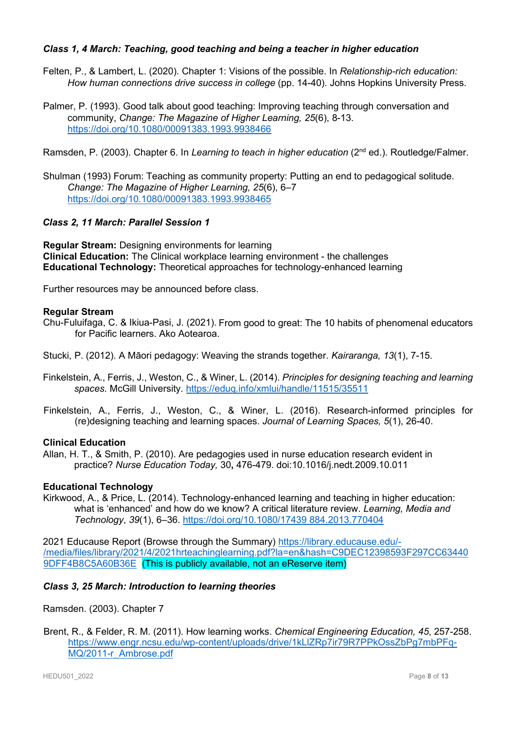***Class 1, 4 March: Teaching, good teaching and being a teacher in higher education***

Felten, P., & Lambert, L. (2020). Chapter 1: Visions of the possible. In *Relationship-rich education: How human connections drive success in college* (pp. 14-40). Johns Hopkins University Press.

Palmer, P. (1993). Good talk about good teaching: Improving teaching through conversation and community, *Change: The Magazine of Higher Learning, 25*(6), 8-13. https://doi.org/10.1080/00091383.1993.9938466

Ramsden, P. (2003). Chapter 6. In *Learning to teach in higher education* (2nd ed.). Routledge/Falmer.

Shulman (1993) Forum: Teaching as community property: Putting an end to pedagogical solitude. *Change: The Magazine of Higher Learning, 25*(6), 6–7 https://doi.org/10.1080/00091383.1993.9938465

***Class 2, 11 March: Parallel Session 1***

**Regular Stream:** Designing environments for learning
**Clinical Education:** The Clinical workplace learning environment - the challenges
**Educational Technology:** Theoretical approaches for technology-enhanced learning

Further resources may be announced before class.

**Regular Stream**

Chu-Fuluifaga, C. & Ikiua-Pasi, J. (2021). From good to great: The 10 habits of phenomenal educators for Pacific learners. Ako Aotearoa.

Stucki, P. (2012). A Māori pedagogy: Weaving the strands together. *Kairaranga, 13*(1), 7-15.

Finkelstein, A., Ferris, J., Weston, C., & Winer, L. (2014). *Principles for designing teaching and learning spaces.* McGill University. https://eduq.info/xmlui/handle/11515/35511

Finkelstein, A., Ferris, J., Weston, C., & Winer, L. (2016). Research-informed principles for (re)designing teaching and learning spaces. *Journal of Learning Spaces, 5*(1), 26-40.

**Clinical Education**

Allan, H. T., & Smith, P. (2010). Are pedagogies used in nurse education research evident in practice? *Nurse Education Today,* 30**,** 476-479. doi:10.1016/j.nedt.2009.10.011

**Educational Technology**

Kirkwood, A., & Price, L. (2014). Technology-enhanced learning and teaching in higher education: what is 'enhanced' and how do we know? A critical literature review. *Learning, Media and Technology*, *39*(1), 6–36. https://doi.org/10.1080/17439 884.2013.770404

2021 Educause Report (Browse through the Summary) https://library.educause.edu/-/media/files/library/2021/4/2021hrteachinglearning.pdf?la=en&hash=C9DEC12398593F297CC634409DFF4B8C5A60B36E (This is publicly available, not an eReserve item)

***Class 3, 25 March: Introduction to learning theories***

Ramsden. (2003). Chapter 7

Brent, R., & Felder, R. M. (2011). How learning works. *Chemical Engineering Education, 45*, 257-258. https://www.engr.ncsu.edu/wp-content/uploads/drive/1kLlZRp7ir79R7PPkOssZbPg7mbPFq-MQ/2011-r_Ambrose.pdf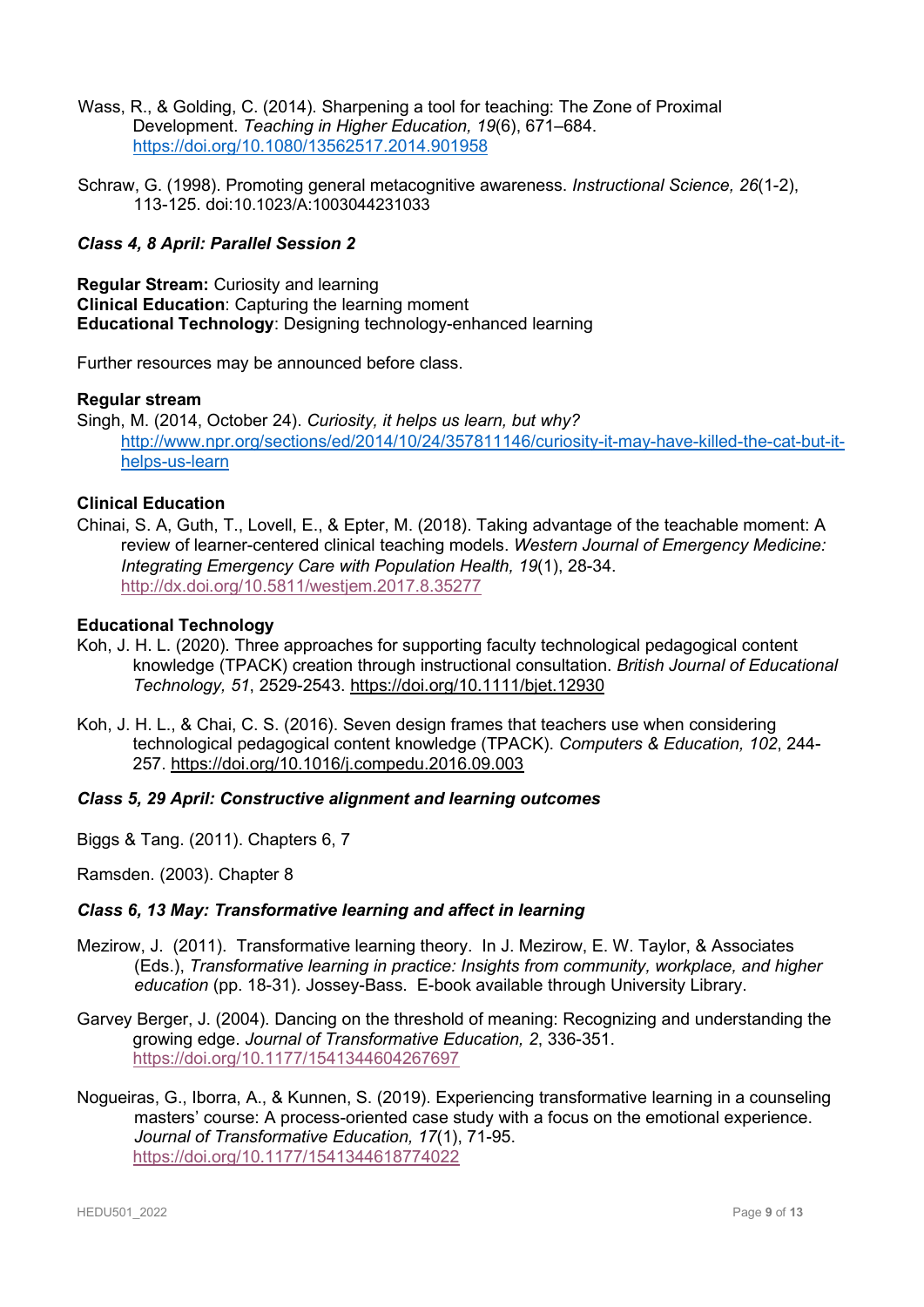Wass, R., & Golding, C. (2014). Sharpening a tool for teaching: The Zone of Proximal Development. *Teaching in Higher Education, 19*(6), 671–684. https://doi.org/10.1080/13562517.2014.901958

Schraw, G. (1998). Promoting general metacognitive awareness. *Instructional Science, 26*(1-2), 113-125. doi:10.1023/A:1003044231033

***Class 4, 8 April: Parallel Session 2***

**Regular Stream:** Curiosity and learning
**Clinical Education**: Capturing the learning moment
**Educational Technology**: Designing technology-enhanced learning

Further resources may be announced before class.

**Regular stream**

Singh, M. (2014, October 24). *Curiosity, it helps us learn, but why?* http://www.npr.org/sections/ed/2014/10/24/357811146/curiosity-it-may-have-killed-the-cat-but-it-helps-us-learn

**Clinical Education**

Chinai, S. A, Guth, T., Lovell, E., & Epter, M. (2018). Taking advantage of the teachable moment: A review of learner-centered clinical teaching models. *Western Journal of Emergency Medicine: Integrating Emergency Care with Population Health, 19*(1), 28-34. http://dx.doi.org/10.5811/westjem.2017.8.35277

**Educational Technology**

Koh, J. H. L. (2020). Three approaches for supporting faculty technological pedagogical content knowledge (TPACK) creation through instructional consultation. *British Journal of Educational Technology, 51*, 2529-2543. https://doi.org/10.1111/bjet.12930

Koh, J. H. L., & Chai, C. S. (2016). Seven design frames that teachers use when considering technological pedagogical content knowledge (TPACK). *Computers & Education, 102*, 244-257. https://doi.org/10.1016/j.compedu.2016.09.003

***Class 5, 29 April: Constructive alignment and learning outcomes***

Biggs & Tang. (2011). Chapters 6, 7

Ramsden. (2003). Chapter 8

***Class 6, 13 May: Transformative learning and affect in learning***

Mezirow, J. (2011). Transformative learning theory. In J. Mezirow, E. W. Taylor, & Associates (Eds.), *Transformative learning in practice: Insights from community, workplace, and higher education* (pp. 18-31). Jossey-Bass. E-book available through University Library.

Garvey Berger, J. (2004). Dancing on the threshold of meaning: Recognizing and understanding the growing edge. *Journal of Transformative Education, 2*, 336-351. https://doi.org/10.1177/1541344604267697

Nogueiras, G., Iborra, A., & Kunnen, S. (2019). Experiencing transformative learning in a counseling masters' course: A process-oriented case study with a focus on the emotional experience. *Journal of Transformative Education, 17*(1), 71-95. https://doi.org/10.1177/1541344618774022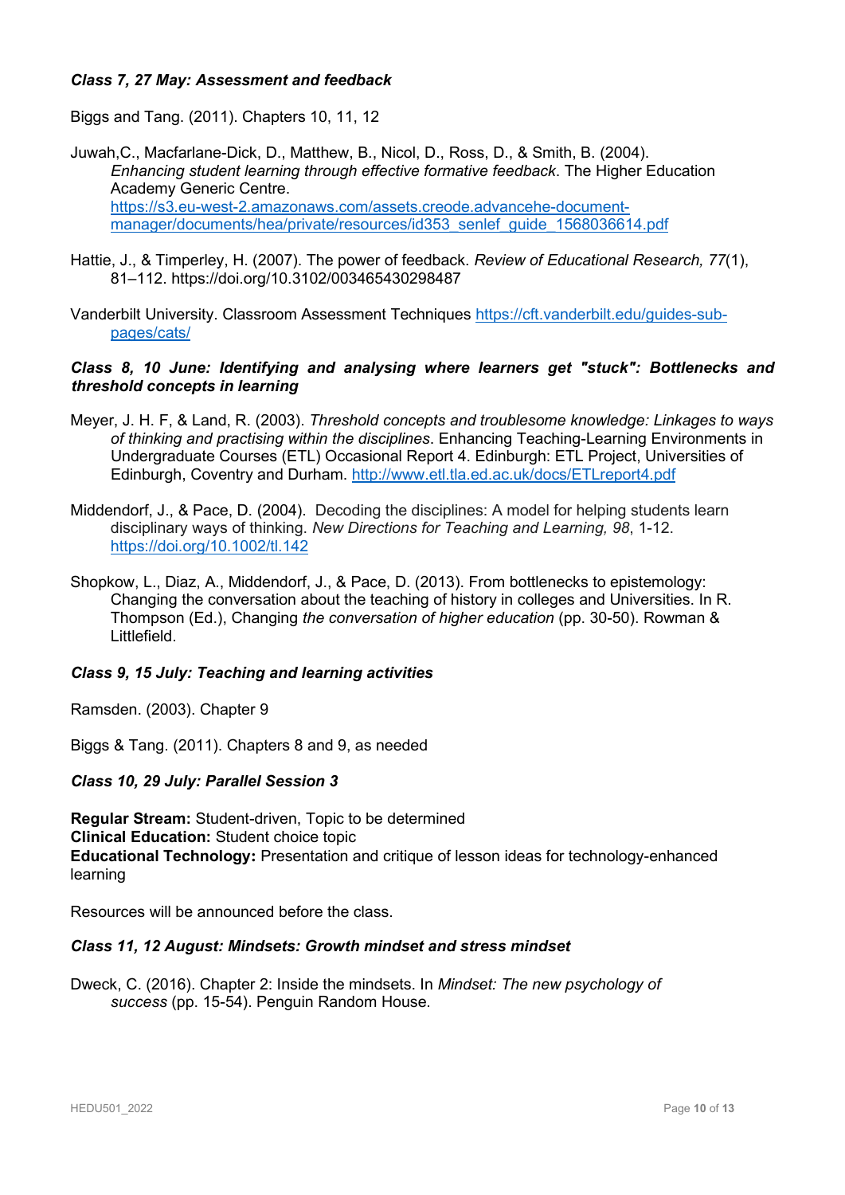***Class 7, 27 May: Assessment and feedback***

Biggs and Tang. (2011). Chapters 10, 11, 12

Juwah,C., Macfarlane-Dick, D., Matthew, B., Nicol, D., Ross, D., & Smith, B. (2004). *Enhancing student learning through effective formative feedback*. The Higher Education Academy Generic Centre. [https://s3.eu-west-2.amazonaws.com/assets.creode.advancehe-document-manager/documents/hea/private/resources/id353_senlef_guide_1568036614.pdf](https://s3.eu-west-2.amazonaws.com/assets.creode.advancehe-document-manager/documents/hea/private/resources/id353_senlef_guide_1568036614.pdf)

Hattie, J., & Timperley, H. (2007). The power of feedback. *Review of Educational Research, 77*(1), 81–112. https://doi.org/10.3102/003465430298487

Vanderbilt University. Classroom Assessment Techniques [https://cft.vanderbilt.edu/guides-sub-pages/cats/](https://cft.vanderbilt.edu/guides-sub-pages/cats/)

***Class 8, 10 June: Identifying and analysing where learners get "stuck": Bottlenecks and threshold concepts in learning***

Meyer, J. H. F, & Land, R. (2003). *Threshold concepts and troublesome knowledge: Linkages to ways of thinking and practising within the disciplines*. Enhancing Teaching-Learning Environments in Undergraduate Courses (ETL) Occasional Report 4. Edinburgh: ETL Project, Universities of Edinburgh, Coventry and Durham. [http://www.etl.tla.ed.ac.uk/docs/ETLreport4.pdf](http://www.etl.tla.ed.ac.uk/docs/ETLreport4.pdf)

Middendorf, J., & Pace, D. (2004). Decoding the disciplines: A model for helping students learn disciplinary ways of thinking. *New Directions for Teaching and Learning, 98*, 1-12. [https://doi.org/10.1002/tl.142](https://doi.org/10.1002/tl.142)

Shopkow, L., Diaz, A., Middendorf, J., & Pace, D. (2013). From bottlenecks to epistemology: Changing the conversation about the teaching of history in colleges and Universities. In R. Thompson (Ed.), Changing *the conversation of higher education* (pp. 30-50). Rowman & Littlefield.

***Class 9, 15 July: Teaching and learning activities***

Ramsden. (2003). Chapter 9

Biggs & Tang. (2011). Chapters 8 and 9, as needed

***Class 10, 29 July: Parallel Session 3***

**Regular Stream:** Student-driven, Topic to be determined
**Clinical Education:** Student choice topic
**Educational Technology:** Presentation and critique of lesson ideas for technology-enhanced learning

Resources will be announced before the class.

***Class 11, 12 August: Mindsets: Growth mindset and stress mindset***

Dweck, C. (2016). Chapter 2: Inside the mindsets. In *Mindset: The new psychology of success* (pp. 15-54). Penguin Random House.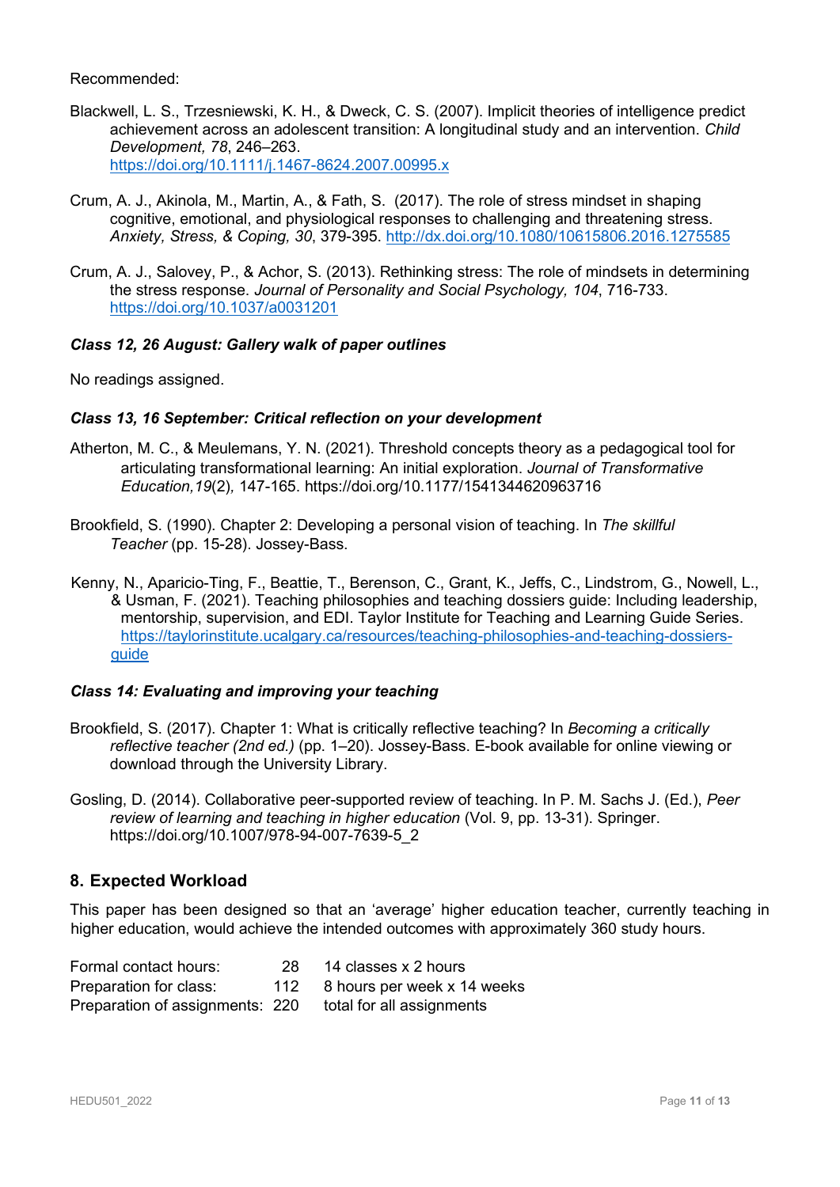Recommended:

Blackwell, L. S., Trzesniewski, K. H., & Dweck, C. S. (2007). Implicit theories of intelligence predict achievement across an adolescent transition: A longitudinal study and an intervention. *Child Development, 78*, 246–263. https://doi.org/10.1111/j.1467-8624.2007.00995.x

Crum, A. J., Akinola, M., Martin, A., & Fath, S. (2017). The role of stress mindset in shaping cognitive, emotional, and physiological responses to challenging and threatening stress. *Anxiety, Stress, & Coping, 30*, 379-395. http://dx.doi.org/10.1080/10615806.2016.1275585

Crum, A. J., Salovey, P., & Achor, S. (2013). Rethinking stress: The role of mindsets in determining the stress response. *Journal of Personality and Social Psychology, 104*, 716-733. https://doi.org/10.1037/a0031201

***Class 12, 26 August: Gallery walk of paper outlines***

No readings assigned.

***Class 13, 16 September: Critical reflection on your development***

Atherton, M. C., & Meulemans, Y. N. (2021). Threshold concepts theory as a pedagogical tool for articulating transformational learning: An initial exploration. *Journal of Transformative Education,19*(2), 147-165. https://doi.org/10.1177/1541344620963716

Brookfield, S. (1990). Chapter 2: Developing a personal vision of teaching. In *The skillful Teacher* (pp. 15-28). Jossey-Bass.

Kenny, N., Aparicio-Ting, F., Beattie, T., Berenson, C., Grant, K., Jeffs, C., Lindstrom, G., Nowell, L., & Usman, F. (2021). Teaching philosophies and teaching dossiers guide: Including leadership, mentorship, supervision, and EDI. Taylor Institute for Teaching and Learning Guide Series. https://taylorinstitute.ucalgary.ca/resources/teaching-philosophies-and-teaching-dossiers-guide

***Class 14: Evaluating and improving your teaching***

Brookfield, S. (2017). Chapter 1: What is critically reflective teaching? In *Becoming a critically reflective teacher (2nd ed.)* (pp. 1–20). Jossey-Bass. E-book available for online viewing or download through the University Library.

Gosling, D. (2014). Collaborative peer-supported review of teaching. In P. M. Sachs J. (Ed.), *Peer review of learning and teaching in higher education* (Vol. 9, pp. 13-31). Springer. https://doi.org/10.1007/978-94-007-7639-5_2

## 8. Expected Workload

This paper has been designed so that an 'average' higher education teacher, currently teaching in higher education, would achieve the intended outcomes with approximately 360 study hours.

| | | |
|---|---|---|
| Formal contact hours: | 28 | 14 classes x 2 hours |
| Preparation for class: | 112 | 8 hours per week x 14 weeks |
| Preparation of assignments: | 220 | total for all assignments |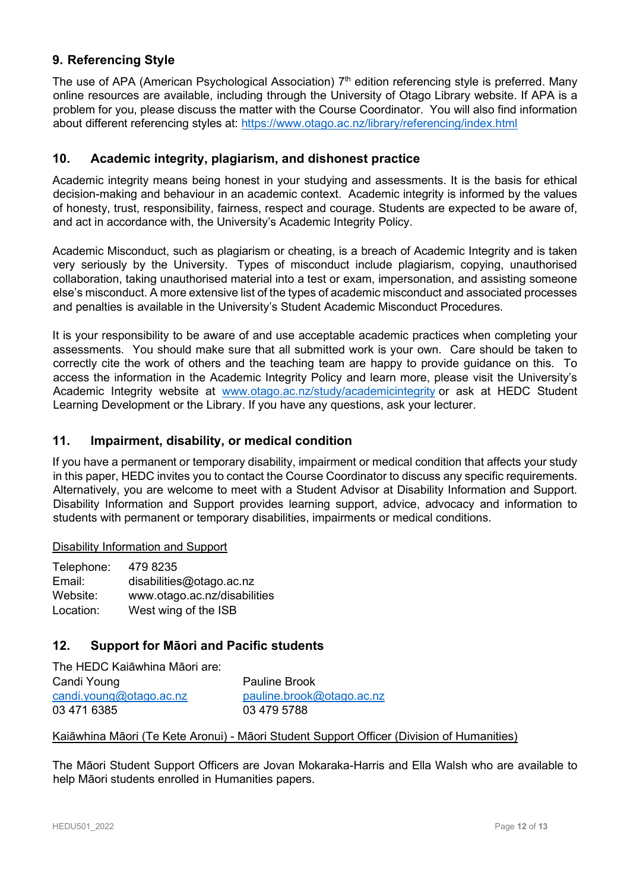## 9. Referencing Style

The use of APA (American Psychological Association) 7th edition referencing style is preferred. Many online resources are available, including through the University of Otago Library website. If APA is a problem for you, please discuss the matter with the Course Coordinator. You will also find information about different referencing styles at: https://www.otago.ac.nz/library/referencing/index.html

## 10. Academic integrity, plagiarism, and dishonest practice

Academic integrity means being honest in your studying and assessments. It is the basis for ethical decision-making and behaviour in an academic context. Academic integrity is informed by the values of honesty, trust, responsibility, fairness, respect and courage. Students are expected to be aware of, and act in accordance with, the University's Academic Integrity Policy.

Academic Misconduct, such as plagiarism or cheating, is a breach of Academic Integrity and is taken very seriously by the University. Types of misconduct include plagiarism, copying, unauthorised collaboration, taking unauthorised material into a test or exam, impersonation, and assisting someone else's misconduct. A more extensive list of the types of academic misconduct and associated processes and penalties is available in the University's Student Academic Misconduct Procedures.

It is your responsibility to be aware of and use acceptable academic practices when completing your assessments. You should make sure that all submitted work is your own. Care should be taken to correctly cite the work of others and the teaching team are happy to provide guidance on this. To access the information in the Academic Integrity Policy and learn more, please visit the University's Academic Integrity website at www.otago.ac.nz/study/academicintegrity or ask at HEDC Student Learning Development or the Library. If you have any questions, ask your lecturer.

## 11. Impairment, disability, or medical condition

If you have a permanent or temporary disability, impairment or medical condition that affects your study in this paper, HEDC invites you to contact the Course Coordinator to discuss any specific requirements. Alternatively, you are welcome to meet with a Student Advisor at Disability Information and Support. Disability Information and Support provides learning support, advice, advocacy and information to students with permanent or temporary disabilities, impairments or medical conditions.

Disability Information and Support

| | |
|---|---|
| Telephone: | 479 8235 |
| Email: | disabilities@otago.ac.nz |
| Website: | www.otago.ac.nz/disabilities |
| Location: | West wing of the ISB |

## 12. Support for Māori and Pacific students

The HEDC Kaiāwhina Māori are:

| | |
|---|---|
| Candi Young | Pauline Brook |
| candi.young@otago.ac.nz | pauline.brook@otago.ac.nz |
| 03 471 6385 | 03 479 5788 |

Kaiāwhina Māori (Te Kete Aronui) - Māori Student Support Officer (Division of Humanities)

The Māori Student Support Officers are Jovan Mokaraka-Harris and Ella Walsh who are available to help Māori students enrolled in Humanities papers.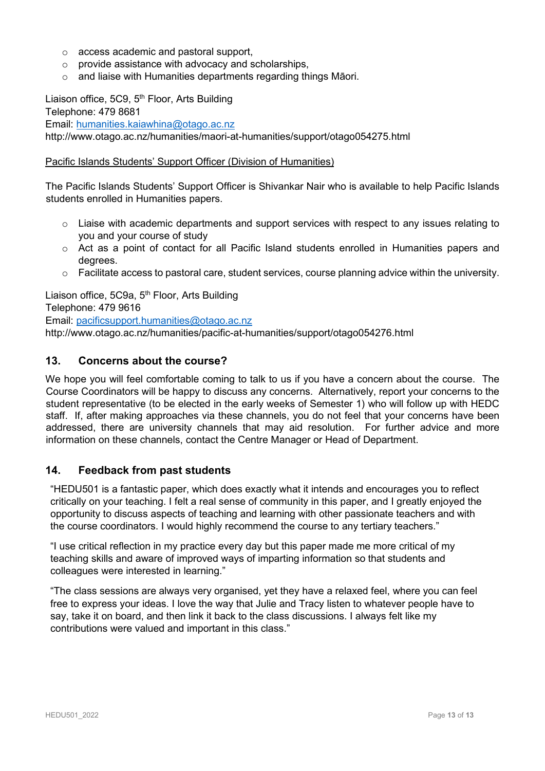- access academic and pastoral support,
- provide assistance with advocacy and scholarships,
- and liaise with Humanities departments regarding things Māori.

Liaison office, 5C9, 5th Floor, Arts Building
Telephone: 479 8681
Email: humanities.kaiawhina@otago.ac.nz
http://www.otago.ac.nz/humanities/maori-at-humanities/support/otago054275.html

Pacific Islands Students' Support Officer (Division of Humanities)

The Pacific Islands Students' Support Officer is Shivankar Nair who is available to help Pacific Islands students enrolled in Humanities papers.

- Liaise with academic departments and support services with respect to any issues relating to you and your course of study
- Act as a point of contact for all Pacific Island students enrolled in Humanities papers and degrees.
- Facilitate access to pastoral care, student services, course planning advice within the university.

Liaison office, 5C9a, 5th Floor, Arts Building
Telephone: 479 9616
Email: pacificsupport.humanities@otago.ac.nz
http://www.otago.ac.nz/humanities/pacific-at-humanities/support/otago054276.html

## 13. Concerns about the course?

We hope you will feel comfortable coming to talk to us if you have a concern about the course. The Course Coordinators will be happy to discuss any concerns. Alternatively, report your concerns to the student representative (to be elected in the early weeks of Semester 1) who will follow up with HEDC staff. If, after making approaches via these channels, you do not feel that your concerns have been addressed, there are university channels that may aid resolution. For further advice and more information on these channels, contact the Centre Manager or Head of Department.

## 14. Feedback from past students

"HEDU501 is a fantastic paper, which does exactly what it intends and encourages you to reflect critically on your teaching. I felt a real sense of community in this paper, and I greatly enjoyed the opportunity to discuss aspects of teaching and learning with other passionate teachers and with the course coordinators. I would highly recommend the course to any tertiary teachers."

"I use critical reflection in my practice every day but this paper made me more critical of my teaching skills and aware of improved ways of imparting information so that students and colleagues were interested in learning."

"The class sessions are always very organised, yet they have a relaxed feel, where you can feel free to express your ideas. I love the way that Julie and Tracy listen to whatever people have to say, take it on board, and then link it back to the class discussions. I always felt like my contributions were valued and important in this class."